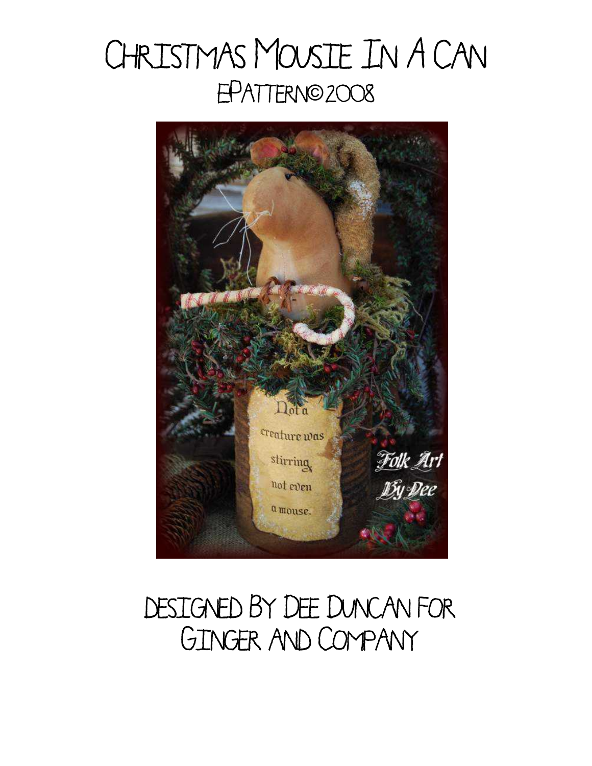# Christmas Mousie In A Can

ePattern©2008

Designed By Dee Duncan for Ginger and Company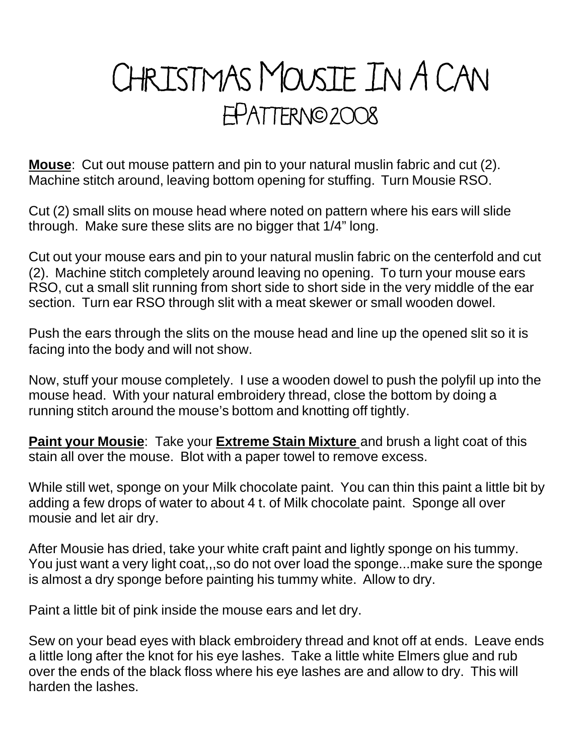# CHRISTMAS MOUSIE IN A CAN
## EPATTERN© 2008

**Mouse**: Cut out mouse pattern and pin to your natural muslin fabric and cut (2). Machine stitch around, leaving bottom opening for stuffing. Turn Mousie RSO.

Cut (2) small slits on mouse head where noted on pattern where his ears will slide through. Make sure these slits are no bigger that 1/4" long.

Cut out your mouse ears and pin to your natural muslin fabric on the centerfold and cut (2). Machine stitch completely around leaving no opening. To turn your mouse ears RSO, cut a small slit running from short side to short side in the very middle of the ear section. Turn ear RSO through slit with a meat skewer or small wooden dowel.

Push the ears through the slits on the mouse head and line up the opened slit so it is facing into the body and will not show.

Now, stuff your mouse completely. I use a wooden dowel to push the polyfil up into the mouse head. With your natural embroidery thread, close the bottom by doing a running stitch around the mouse's bottom and knotting off tightly.

**Paint your Mousie**: Take your **Extreme Stain Mixture** and brush a light coat of this stain all over the mouse. Blot with a paper towel to remove excess.

While still wet, sponge on your Milk chocolate paint. You can thin this paint a little bit by adding a few drops of water to about 4 t. of Milk chocolate paint. Sponge all over mousie and let air dry.

After Mousie has dried, take your white craft paint and lightly sponge on his tummy. You just want a very light coat,,,so do not over load the sponge...make sure the sponge is almost a dry sponge before painting his tummy white. Allow to dry.

Paint a little bit of pink inside the mouse ears and let dry.

Sew on your bead eyes with black embroidery thread and knot off at ends. Leave ends a little long after the knot for his eye lashes. Take a little white Elmers glue and rub over the ends of the black floss where his eye lashes are and allow to dry. This will harden the lashes.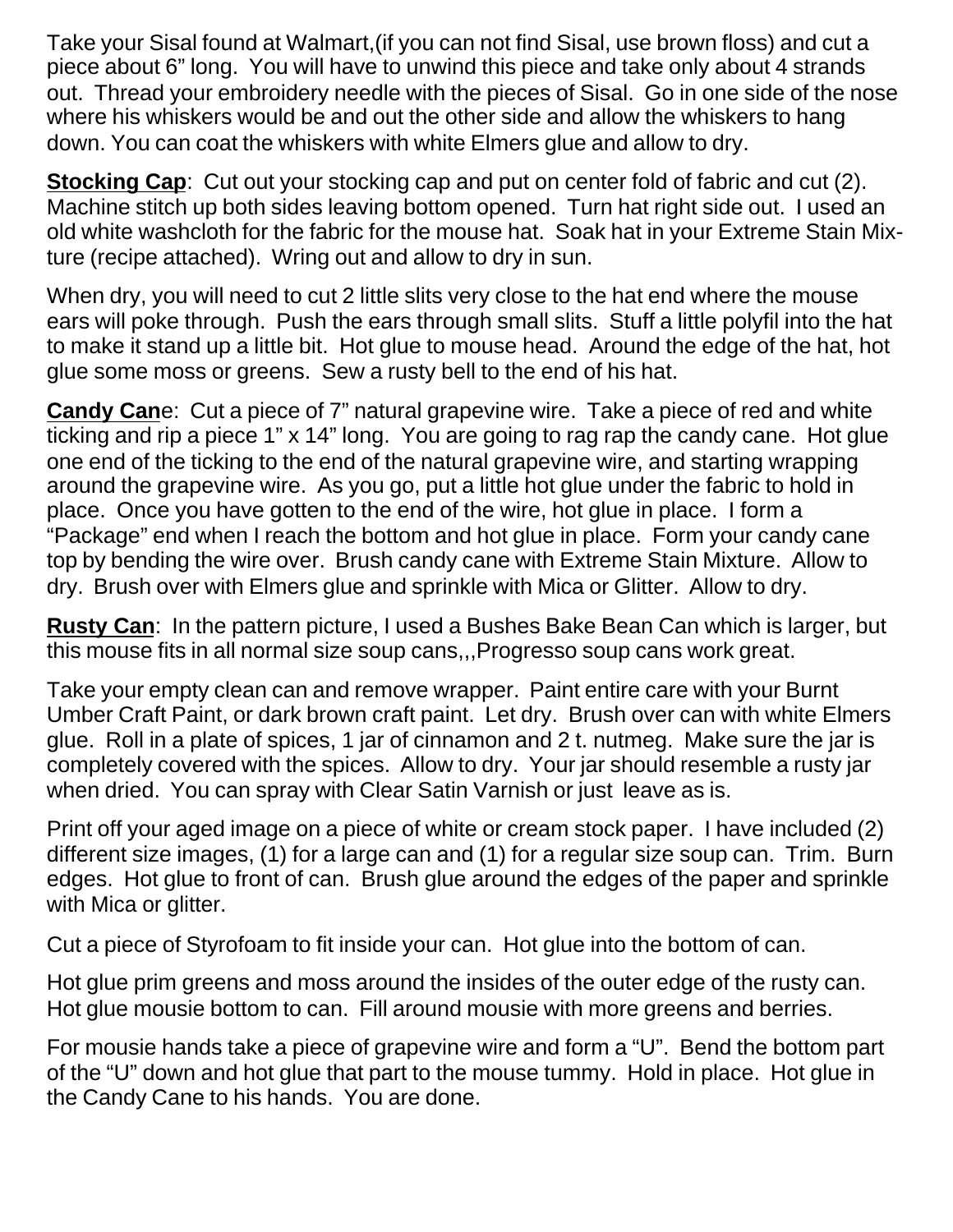Take your Sisal found at Walmart,(if you can not find Sisal, use brown floss) and cut a piece about 6" long. You will have to unwind this piece and take only about 4 strands out. Thread your embroidery needle with the pieces of Sisal. Go in one side of the nose where his whiskers would be and out the other side and allow the whiskers to hang down. You can coat the whiskers with white Elmers glue and allow to dry.

**Stocking Cap**: Cut out your stocking cap and put on center fold of fabric and cut (2). Machine stitch up both sides leaving bottom opened. Turn hat right side out. I used an old white washcloth for the fabric for the mouse hat. Soak hat in your Extreme Stain Mixture (recipe attached). Wring out and allow to dry in sun.

When dry, you will need to cut 2 little slits very close to the hat end where the mouse ears will poke through. Push the ears through small slits. Stuff a little polyfil into the hat to make it stand up a little bit. Hot glue to mouse head. Around the edge of the hat, hot glue some moss or greens. Sew a rusty bell to the end of his hat.

**Candy Cane**: Cut a piece of 7" natural grapevine wire. Take a piece of red and white ticking and rip a piece 1" x 14" long. You are going to rag rap the candy cane. Hot glue one end of the ticking to the end of the natural grapevine wire, and starting wrapping around the grapevine wire. As you go, put a little hot glue under the fabric to hold in place. Once you have gotten to the end of the wire, hot glue in place. I form a "Package" end when I reach the bottom and hot glue in place. Form your candy cane top by bending the wire over. Brush candy cane with Extreme Stain Mixture. Allow to dry. Brush over with Elmers glue and sprinkle with Mica or Glitter. Allow to dry.

**Rusty Can**: In the pattern picture, I used a Bushes Bake Bean Can which is larger, but this mouse fits in all normal size soup cans,,,Progresso soup cans work great.

Take your empty clean can and remove wrapper. Paint entire care with your Burnt Umber Craft Paint, or dark brown craft paint. Let dry. Brush over can with white Elmers glue. Roll in a plate of spices, 1 jar of cinnamon and 2 t. nutmeg. Make sure the jar is completely covered with the spices. Allow to dry. Your jar should resemble a rusty jar when dried. You can spray with Clear Satin Varnish or just leave as is.

Print off your aged image on a piece of white or cream stock paper. I have included (2) different size images, (1) for a large can and (1) for a regular size soup can. Trim. Burn edges. Hot glue to front of can. Brush glue around the edges of the paper and sprinkle with Mica or glitter.

Cut a piece of Styrofoam to fit inside your can. Hot glue into the bottom of can.

Hot glue prim greens and moss around the insides of the outer edge of the rusty can. Hot glue mousie bottom to can. Fill around mousie with more greens and berries.

For mousie hands take a piece of grapevine wire and form a "U". Bend the bottom part of the "U" down and hot glue that part to the mouse tummy. Hold in place. Hot glue in the Candy Cane to his hands. You are done.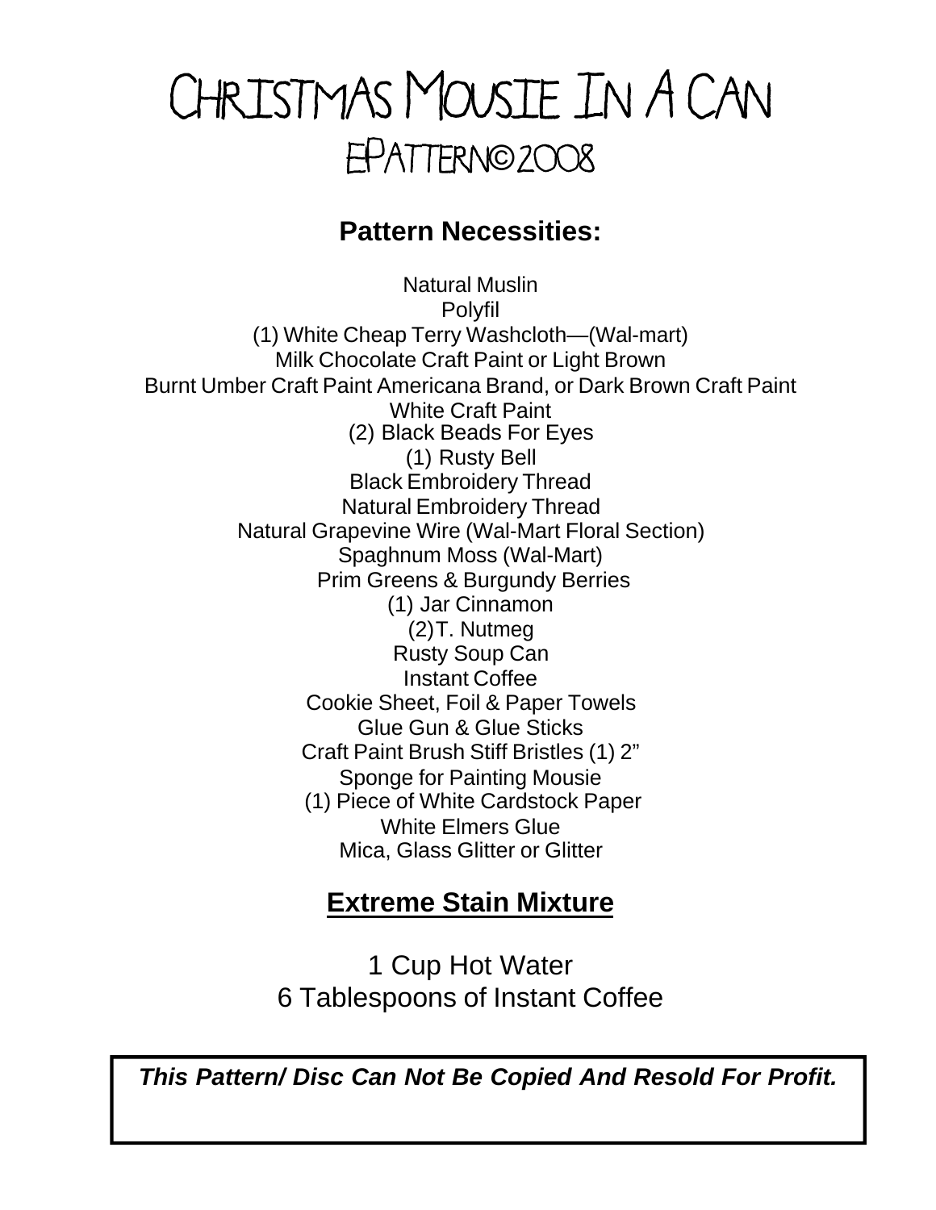# CHRISTMAS MOUSIE IN A CAN

## EPATTERN©2008

### Pattern Necessities:

Natural Muslin
Polyfil
(1) White Cheap Terry Washcloth—(Wal-mart)
Milk Chocolate Craft Paint or Light Brown
Burnt Umber Craft Paint Americana Brand, or Dark Brown Craft Paint
White Craft Paint
(2) Black Beads For Eyes
(1) Rusty Bell
Black Embroidery Thread
Natural Embroidery Thread
Natural Grapevine Wire (Wal-Mart Floral Section)
Spaghnum Moss (Wal-Mart)
Prim Greens & Burgundy Berries
(1) Jar Cinnamon
(2)T. Nutmeg
Rusty Soup Can
Instant Coffee
Cookie Sheet, Foil & Paper Towels
Glue Gun & Glue Sticks
Craft Paint Brush Stiff Bristles (1) 2"
Sponge for Painting Mousie
(1) Piece of White Cardstock Paper
White Elmers Glue
Mica, Glass Glitter or Glitter

### Extreme Stain Mixture

1 Cup Hot Water
6 Tablespoons of Instant Coffee

***This Pattern/ Disc Can Not Be Copied And Resold For Profit.***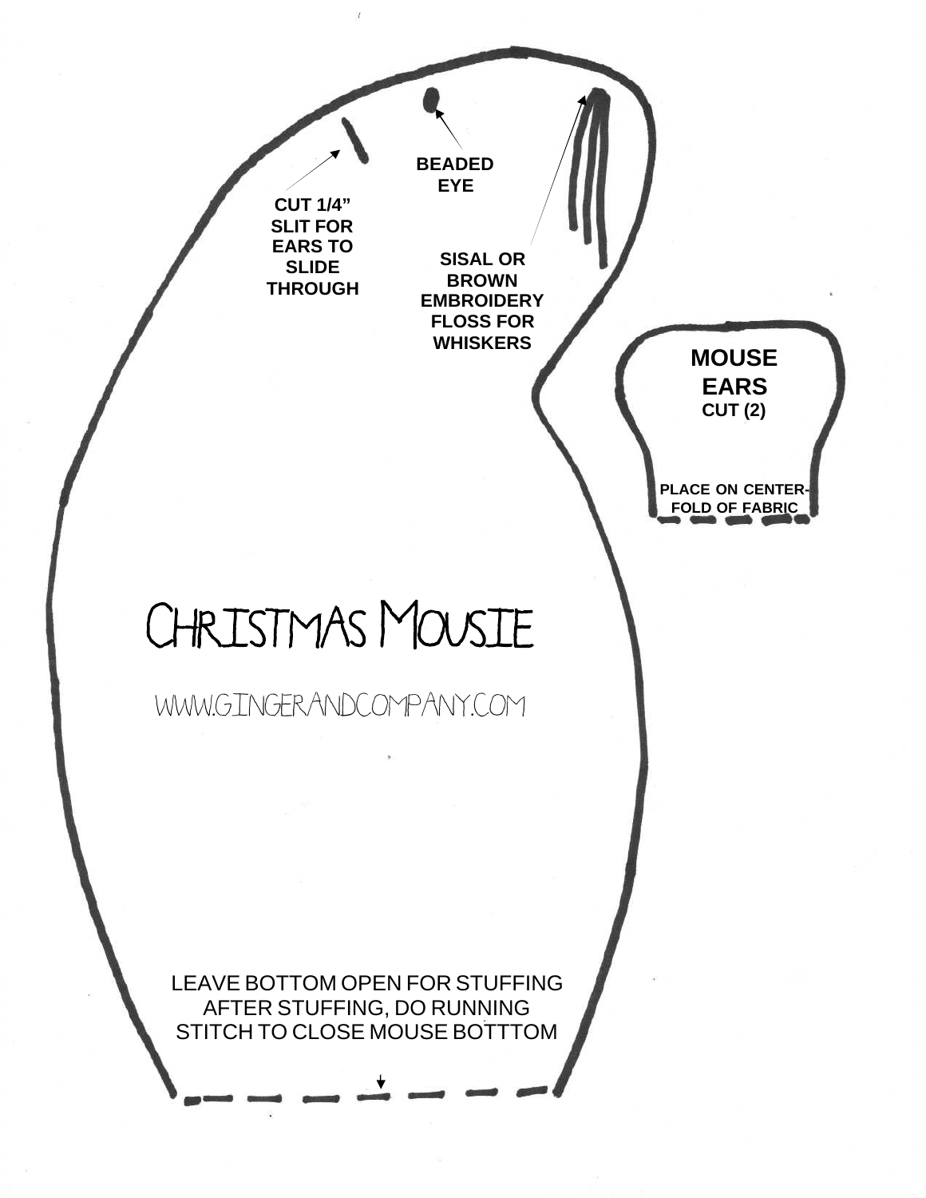CUT 1/4" SLIT FOR EARS TO SLIDE THROUGH

BEADED EYE

SISAL OR BROWN EMBROIDERY FLOSS FOR WHISKERS

**MOUSE EARS**
**CUT (2)**

PLACE ON CENTER-FOLD OF FABRIC

# CHRISTMAS MOUSIE

WWW.GINGERANDCOMPANY.COM

LEAVE BOTTOM OPEN FOR STUFFING
AFTER STUFFING, DO RUNNING
STITCH TO CLOSE MOUSE BOTTTOM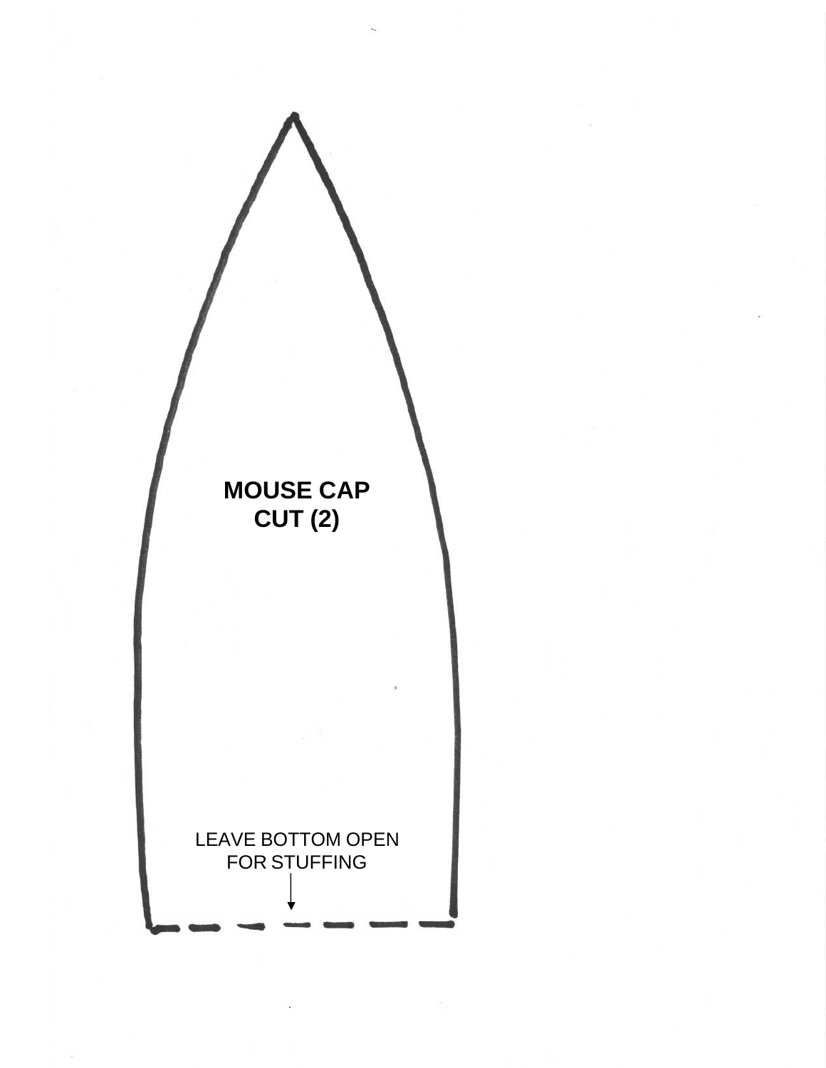**MOUSE CAP**
**CUT (2)**

LEAVE BOTTOM OPEN
FOR STUFFING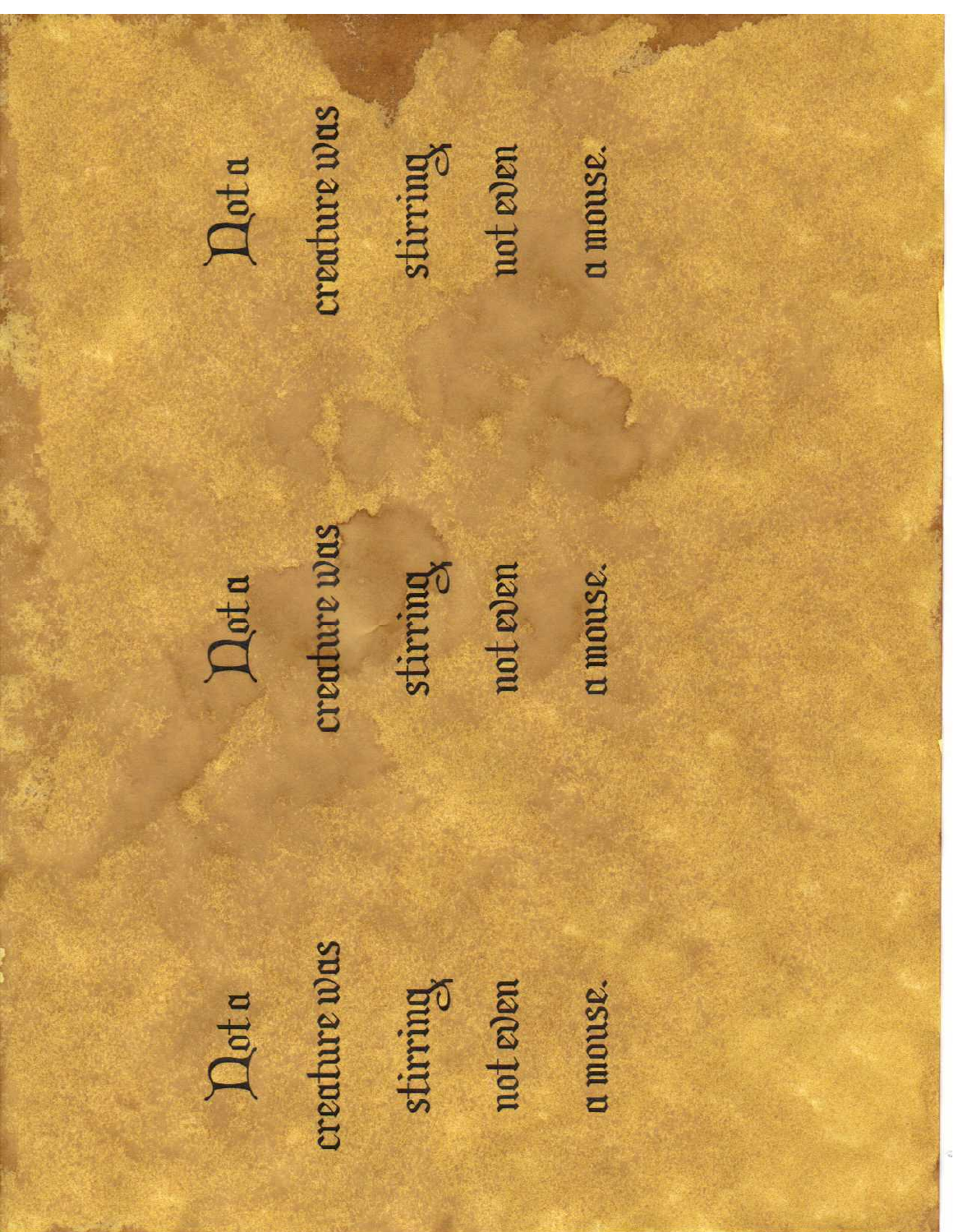Not a
creature was
stirring,
not even
a mouse.

Not a
creature was
stirring,
not even
a mouse.

Not a
creature was
stirring,
not even
a mouse.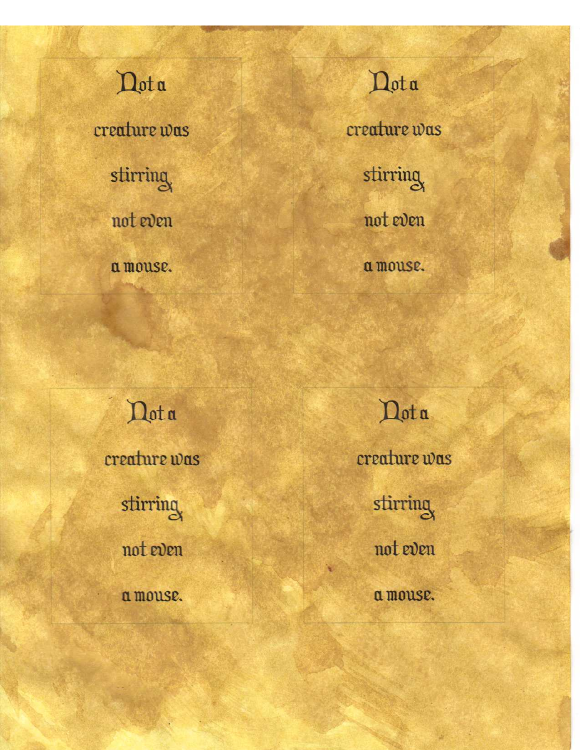Not a

creature was

stirring

not even

a mouse.

Not a

creature was

stirring

not even

a mouse.

Not a

creature was

stirring

not even

a mouse.

Not a

creature was

stirring

not even

a mouse.